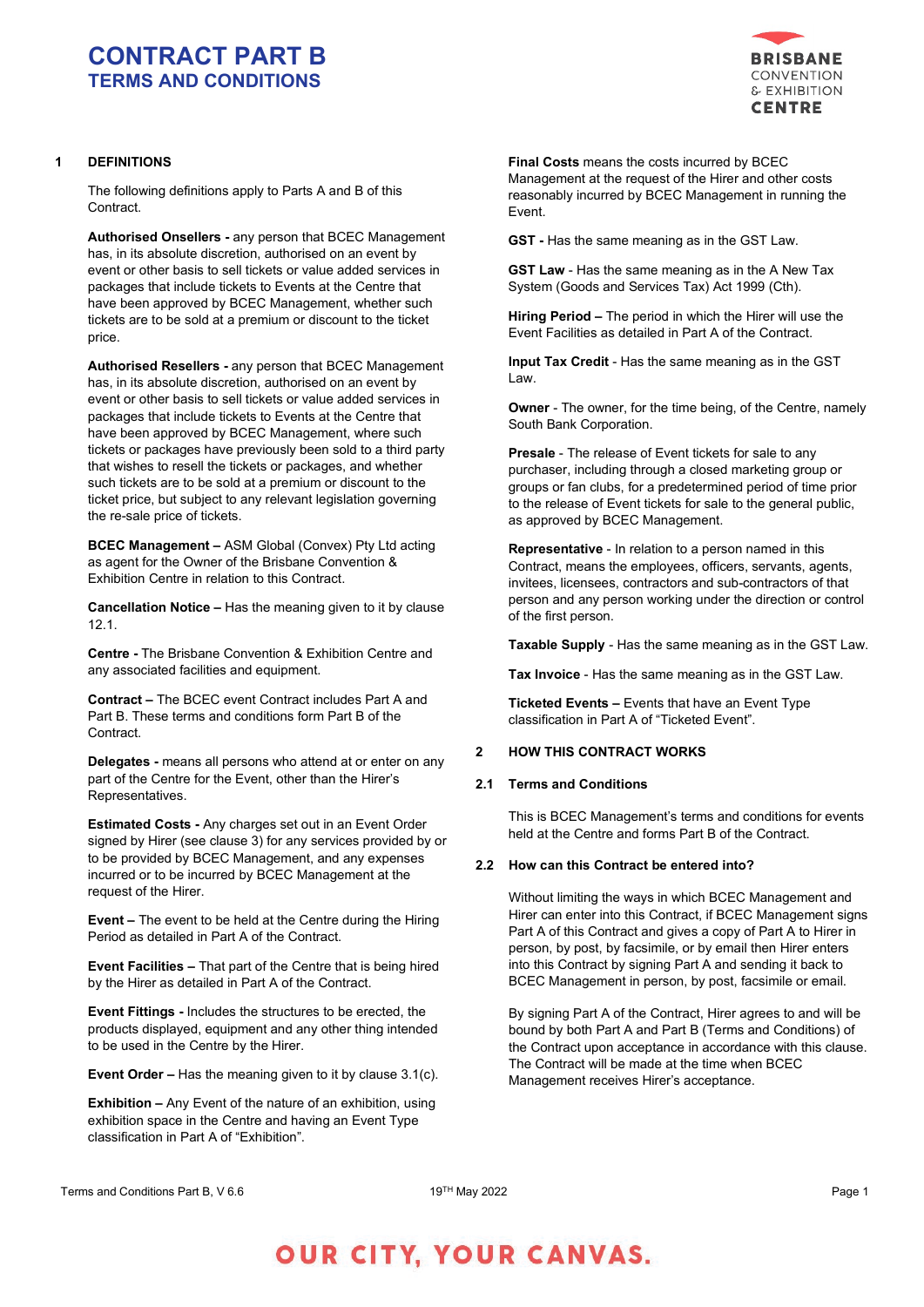# CONTRACT PART B
## TERMS AND CONDITIONS

## 1 DEFINITIONS

The following definitions apply to Parts A and B of this Contract.

**Authorised Onsellers -** any person that BCEC Management has, in its absolute discretion, authorised on an event by event or other basis to sell tickets or value added services in packages that include tickets to Events at the Centre that have been approved by BCEC Management, whether such tickets are to be sold at a premium or discount to the ticket price.

**Authorised Resellers -** any person that BCEC Management has, in its absolute discretion, authorised on an event by event or other basis to sell tickets or value added services in packages that include tickets to Events at the Centre that have been approved by BCEC Management, where such tickets or packages have previously been sold to a third party that wishes to resell the tickets or packages, and whether such tickets are to be sold at a premium or discount to the ticket price, but subject to any relevant legislation governing the re-sale price of tickets.

**BCEC Management –** ASM Global (Convex) Pty Ltd acting as agent for the Owner of the Brisbane Convention & Exhibition Centre in relation to this Contract.

**Cancellation Notice –** Has the meaning given to it by clause 12.1.

**Centre -** The Brisbane Convention & Exhibition Centre and any associated facilities and equipment.

**Contract –** The BCEC event Contract includes Part A and Part B. These terms and conditions form Part B of the Contract.

**Delegates -** means all persons who attend at or enter on any part of the Centre for the Event, other than the Hirer's Representatives.

**Estimated Costs -** Any charges set out in an Event Order signed by Hirer (see clause 3) for any services provided by or to be provided by BCEC Management, and any expenses incurred or to be incurred by BCEC Management at the request of the Hirer.

**Event –** The event to be held at the Centre during the Hiring Period as detailed in Part A of the Contract.

**Event Facilities –** That part of the Centre that is being hired by the Hirer as detailed in Part A of the Contract.

**Event Fittings -** Includes the structures to be erected, the products displayed, equipment and any other thing intended to be used in the Centre by the Hirer.

**Event Order –** Has the meaning given to it by clause 3.1(c).

**Exhibition –** Any Event of the nature of an exhibition, using exhibition space in the Centre and having an Event Type classification in Part A of "Exhibition".

**Final Costs** means the costs incurred by BCEC Management at the request of the Hirer and other costs reasonably incurred by BCEC Management in running the Event.

**GST -** Has the same meaning as in the GST Law.

**GST Law** - Has the same meaning as in the A New Tax System (Goods and Services Tax) Act 1999 (Cth).

**Hiring Period –** The period in which the Hirer will use the Event Facilities as detailed in Part A of the Contract.

**Input Tax Credit** - Has the same meaning as in the GST Law.

**Owner** - The owner, for the time being, of the Centre, namely South Bank Corporation.

**Presale** - The release of Event tickets for sale to any purchaser, including through a closed marketing group or groups or fan clubs, for a predetermined period of time prior to the release of Event tickets for sale to the general public, as approved by BCEC Management.

**Representative** - In relation to a person named in this Contract, means the employees, officers, servants, agents, invitees, licensees, contractors and sub-contractors of that person and any person working under the direction or control of the first person.

**Taxable Supply** - Has the same meaning as in the GST Law.

**Tax Invoice** - Has the same meaning as in the GST Law.

**Ticketed Events –** Events that have an Event Type classification in Part A of "Ticketed Event".

## 2 HOW THIS CONTRACT WORKS

### 2.1 Terms and Conditions

This is BCEC Management's terms and conditions for events held at the Centre and forms Part B of the Contract.

### 2.2 How can this Contract be entered into?

Without limiting the ways in which BCEC Management and Hirer can enter into this Contract, if BCEC Management signs Part A of this Contract and gives a copy of Part A to Hirer in person, by post, by facsimile, or by email then Hirer enters into this Contract by signing Part A and sending it back to BCEC Management in person, by post, facsimile or email.

By signing Part A of the Contract, Hirer agrees to and will be bound by both Part A and Part B (Terms and Conditions) of the Contract upon acceptance in accordance with this clause. The Contract will be made at the time when BCEC Management receives Hirer's acceptance.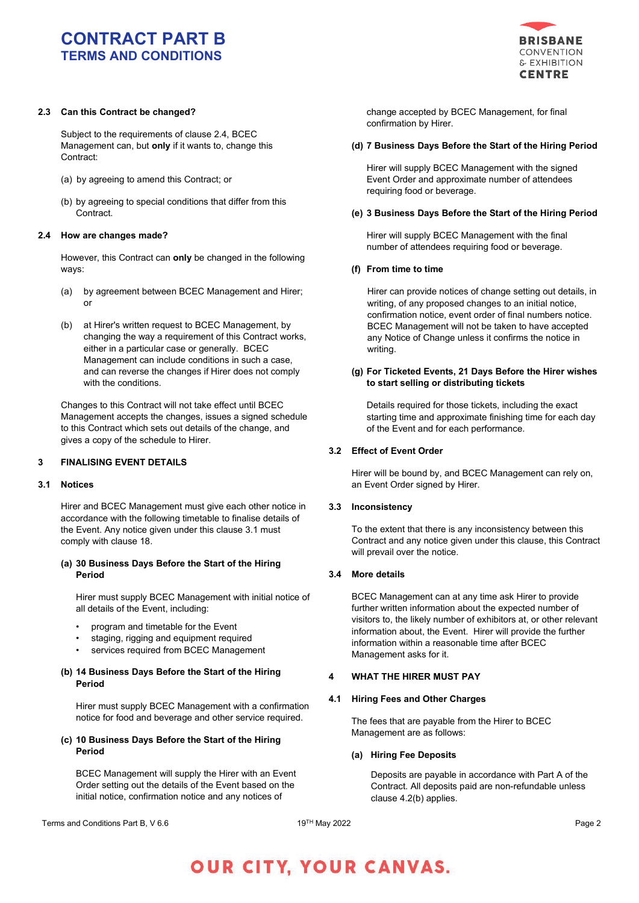### 2.3 Can this Contract be changed?

Subject to the requirements of clause 2.4, BCEC Management can, but **only** if it wants to, change this Contract:

(a) by agreeing to amend this Contract; or

(b) by agreeing to special conditions that differ from this Contract.

### 2.4 How are changes made?

However, this Contract can **only** be changed in the following ways:

(a) by agreement between BCEC Management and Hirer; or

(b) at Hirer's written request to BCEC Management, by changing the way a requirement of this Contract works, either in a particular case or generally. BCEC Management can include conditions in such a case, and can reverse the changes if Hirer does not comply with the conditions.

Changes to this Contract will not take effect until BCEC Management accepts the changes, issues a signed schedule to this Contract which sets out details of the change, and gives a copy of the schedule to Hirer.

## 3 FINALISING EVENT DETAILS

### 3.1 Notices

Hirer and BCEC Management must give each other notice in accordance with the following timetable to finalise details of the Event. Any notice given under this clause 3.1 must comply with clause 18.

**(a) 30 Business Days Before the Start of the Hiring Period**

Hirer must supply BCEC Management with initial notice of all details of the Event, including:

- program and timetable for the Event
- staging, rigging and equipment required
- services required from BCEC Management

**(b) 14 Business Days Before the Start of the Hiring Period**

Hirer must supply BCEC Management with a confirmation notice for food and beverage and other service required.

**(c) 10 Business Days Before the Start of the Hiring Period**

BCEC Management will supply the Hirer with an Event Order setting out the details of the Event based on the initial notice, confirmation notice and any notices of change accepted by BCEC Management, for final confirmation by Hirer.

**(d) 7 Business Days Before the Start of the Hiring Period**

Hirer will supply BCEC Management with the signed Event Order and approximate number of attendees requiring food or beverage.

**(e) 3 Business Days Before the Start of the Hiring Period**

Hirer will supply BCEC Management with the final number of attendees requiring food or beverage.

**(f) From time to time**

Hirer can provide notices of change setting out details, in writing, of any proposed changes to an initial notice, confirmation notice, event order of final numbers notice. BCEC Management will not be taken to have accepted any Notice of Change unless it confirms the notice in writing.

**(g) For Ticketed Events, 21 Days Before the Hirer wishes to start selling or distributing tickets**

Details required for those tickets, including the exact starting time and approximate finishing time for each day of the Event and for each performance.

### 3.2 Effect of Event Order

Hirer will be bound by, and BCEC Management can rely on, an Event Order signed by Hirer.

### 3.3 Inconsistency

To the extent that there is any inconsistency between this Contract and any notice given under this clause, this Contract will prevail over the notice.

### 3.4 More details

BCEC Management can at any time ask Hirer to provide further written information about the expected number of visitors to, the likely number of exhibitors at, or other relevant information about, the Event. Hirer will provide the further information within a reasonable time after BCEC Management asks for it.

## 4 WHAT THE HIRER MUST PAY

### 4.1 Hiring Fees and Other Charges

The fees that are payable from the Hirer to BCEC Management are as follows:

**(a) Hiring Fee Deposits**

Deposits are payable in accordance with Part A of the Contract. All deposits paid are non-refundable unless clause 4.2(b) applies.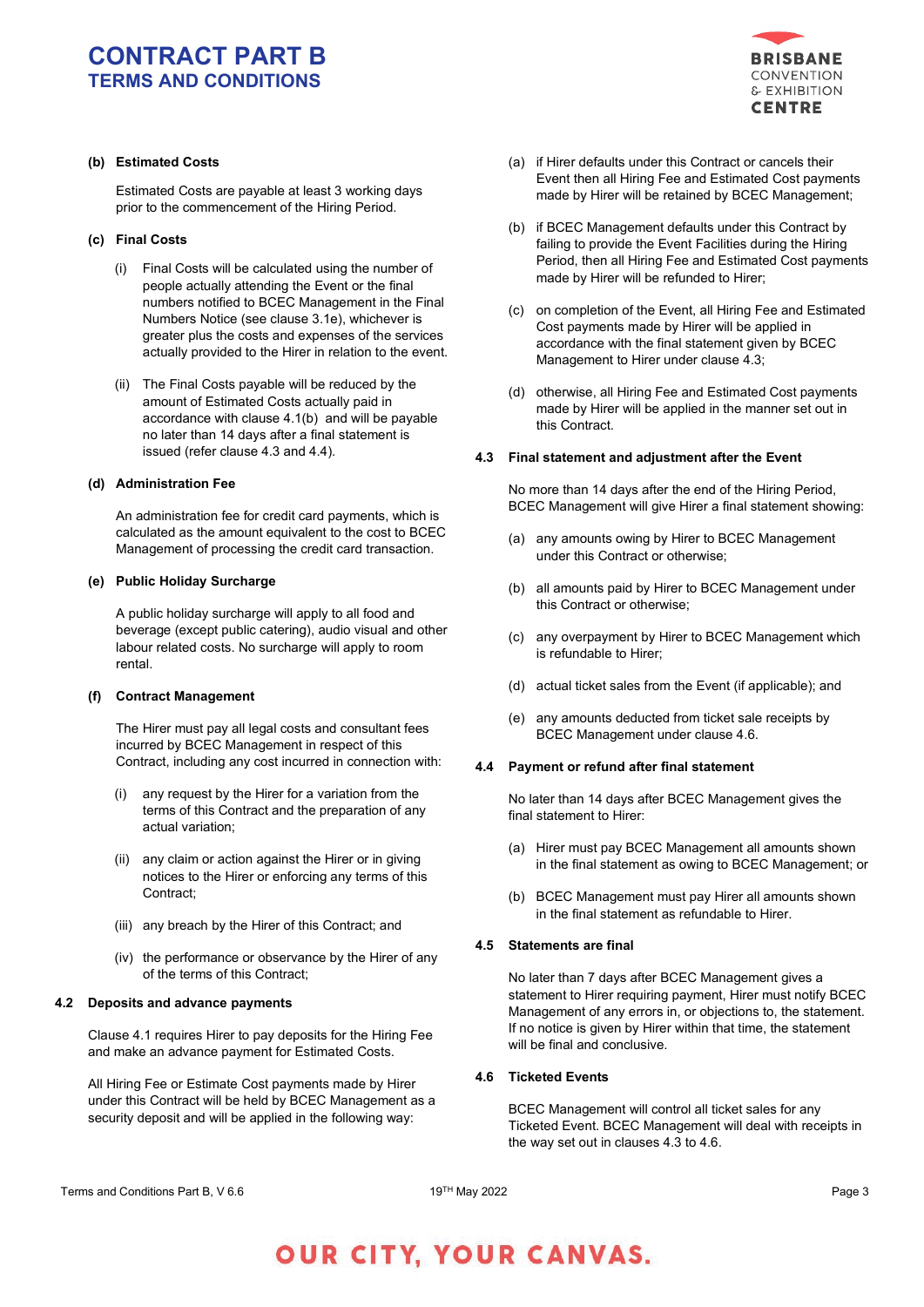**(b) Estimated Costs**

Estimated Costs are payable at least 3 working days prior to the commencement of the Hiring Period.

**(c) Final Costs**

(i) Final Costs will be calculated using the number of people actually attending the Event or the final numbers notified to BCEC Management in the Final Numbers Notice (see clause 3.1e), whichever is greater plus the costs and expenses of the services actually provided to the Hirer in relation to the event.

(ii) The Final Costs payable will be reduced by the amount of Estimated Costs actually paid in accordance with clause 4.1(b) and will be payable no later than 14 days after a final statement is issued (refer clause 4.3 and 4.4).

**(d) Administration Fee**

An administration fee for credit card payments, which is calculated as the amount equivalent to the cost to BCEC Management of processing the credit card transaction.

**(e) Public Holiday Surcharge**

A public holiday surcharge will apply to all food and beverage (except public catering), audio visual and other labour related costs. No surcharge will apply to room rental.

**(f) Contract Management**

The Hirer must pay all legal costs and consultant fees incurred by BCEC Management in respect of this Contract, including any cost incurred in connection with:

(i) any request by the Hirer for a variation from the terms of this Contract and the preparation of any actual variation;

(ii) any claim or action against the Hirer or in giving notices to the Hirer or enforcing any terms of this Contract;

(iii) any breach by the Hirer of this Contract; and

(iv) the performance or observance by the Hirer of any of the terms of this Contract;

### 4.2 Deposits and advance payments

Clause 4.1 requires Hirer to pay deposits for the Hiring Fee and make an advance payment for Estimated Costs.

All Hiring Fee or Estimate Cost payments made by Hirer under this Contract will be held by BCEC Management as a security deposit and will be applied in the following way:

(a) if Hirer defaults under this Contract or cancels their Event then all Hiring Fee and Estimated Cost payments made by Hirer will be retained by BCEC Management;

(b) if BCEC Management defaults under this Contract by failing to provide the Event Facilities during the Hiring Period, then all Hiring Fee and Estimated Cost payments made by Hirer will be refunded to Hirer;

(c) on completion of the Event, all Hiring Fee and Estimated Cost payments made by Hirer will be applied in accordance with the final statement given by BCEC Management to Hirer under clause 4.3;

(d) otherwise, all Hiring Fee and Estimated Cost payments made by Hirer will be applied in the manner set out in this Contract.

### 4.3 Final statement and adjustment after the Event

No more than 14 days after the end of the Hiring Period, BCEC Management will give Hirer a final statement showing:

(a) any amounts owing by Hirer to BCEC Management under this Contract or otherwise;

(b) all amounts paid by Hirer to BCEC Management under this Contract or otherwise;

(c) any overpayment by Hirer to BCEC Management which is refundable to Hirer;

(d) actual ticket sales from the Event (if applicable); and

(e) any amounts deducted from ticket sale receipts by BCEC Management under clause 4.6.

### 4.4 Payment or refund after final statement

No later than 14 days after BCEC Management gives the final statement to Hirer:

(a) Hirer must pay BCEC Management all amounts shown in the final statement as owing to BCEC Management; or

(b) BCEC Management must pay Hirer all amounts shown in the final statement as refundable to Hirer.

### 4.5 Statements are final

No later than 7 days after BCEC Management gives a statement to Hirer requiring payment, Hirer must notify BCEC Management of any errors in, or objections to, the statement. If no notice is given by Hirer within that time, the statement will be final and conclusive.

### 4.6 Ticketed Events

BCEC Management will control all ticket sales for any Ticketed Event. BCEC Management will deal with receipts in the way set out in clauses 4.3 to 4.6.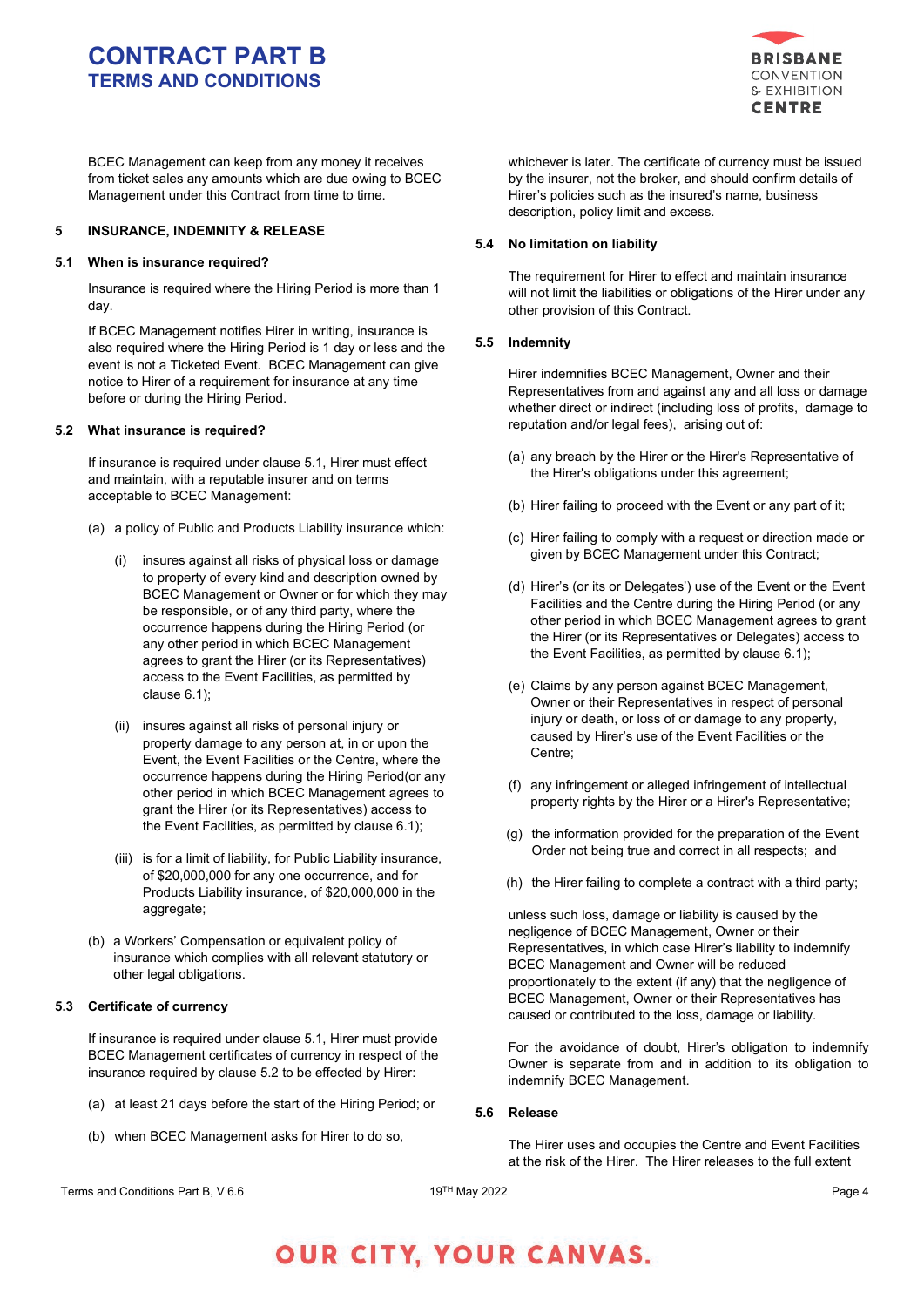BCEC Management can keep from any money it receives from ticket sales any amounts which are due owing to BCEC Management under this Contract from time to time.

## 5 INSURANCE, INDEMNITY & RELEASE

### 5.1 When is insurance required?

Insurance is required where the Hiring Period is more than 1 day.

If BCEC Management notifies Hirer in writing, insurance is also required where the Hiring Period is 1 day or less and the event is not a Ticketed Event. BCEC Management can give notice to Hirer of a requirement for insurance at any time before or during the Hiring Period.

### 5.2 What insurance is required?

If insurance is required under clause 5.1, Hirer must effect and maintain, with a reputable insurer and on terms acceptable to BCEC Management:

(a) a policy of Public and Products Liability insurance which:

(i) insures against all risks of physical loss or damage to property of every kind and description owned by BCEC Management or Owner or for which they may be responsible, or of any third party, where the occurrence happens during the Hiring Period (or any other period in which BCEC Management agrees to grant the Hirer (or its Representatives) access to the Event Facilities, as permitted by clause 6.1);

(ii) insures against all risks of personal injury or property damage to any person at, in or upon the Event, the Event Facilities or the Centre, where the occurrence happens during the Hiring Period(or any other period in which BCEC Management agrees to grant the Hirer (or its Representatives) access to the Event Facilities, as permitted by clause 6.1);

(iii) is for a limit of liability, for Public Liability insurance, of $20,000,000 for any one occurrence, and for Products Liability insurance, of $20,000,000 in the aggregate;

(b) a Workers' Compensation or equivalent policy of insurance which complies with all relevant statutory or other legal obligations.

### 5.3 Certificate of currency

If insurance is required under clause 5.1, Hirer must provide BCEC Management certificates of currency in respect of the insurance required by clause 5.2 to be effected by Hirer:

(a) at least 21 days before the start of the Hiring Period; or

(b) when BCEC Management asks for Hirer to do so,

whichever is later. The certificate of currency must be issued by the insurer, not the broker, and should confirm details of Hirer's policies such as the insured's name, business description, policy limit and excess.

### 5.4 No limitation on liability

The requirement for Hirer to effect and maintain insurance will not limit the liabilities or obligations of the Hirer under any other provision of this Contract.

### 5.5 Indemnity

Hirer indemnifies BCEC Management, Owner and their Representatives from and against any and all loss or damage whether direct or indirect (including loss of profits, damage to reputation and/or legal fees), arising out of:

(a) any breach by the Hirer or the Hirer's Representative of the Hirer's obligations under this agreement;

(b) Hirer failing to proceed with the Event or any part of it;

(c) Hirer failing to comply with a request or direction made or given by BCEC Management under this Contract;

(d) Hirer's (or its or Delegates') use of the Event or the Event Facilities and the Centre during the Hiring Period (or any other period in which BCEC Management agrees to grant the Hirer (or its Representatives or Delegates) access to the Event Facilities, as permitted by clause 6.1);

(e) Claims by any person against BCEC Management, Owner or their Representatives in respect of personal injury or death, or loss of or damage to any property, caused by Hirer's use of the Event Facilities or the Centre;

(f) any infringement or alleged infringement of intellectual property rights by the Hirer or a Hirer's Representative;

(g) the information provided for the preparation of the Event Order not being true and correct in all respects; and

(h) the Hirer failing to complete a contract with a third party;

unless such loss, damage or liability is caused by the negligence of BCEC Management, Owner or their Representatives, in which case Hirer's liability to indemnify BCEC Management and Owner will be reduced proportionately to the extent (if any) that the negligence of BCEC Management, Owner or their Representatives has caused or contributed to the loss, damage or liability.

For the avoidance of doubt, Hirer's obligation to indemnify Owner is separate from and in addition to its obligation to indemnify BCEC Management.

### 5.6 Release

The Hirer uses and occupies the Centre and Event Facilities at the risk of the Hirer. The Hirer releases to the full extent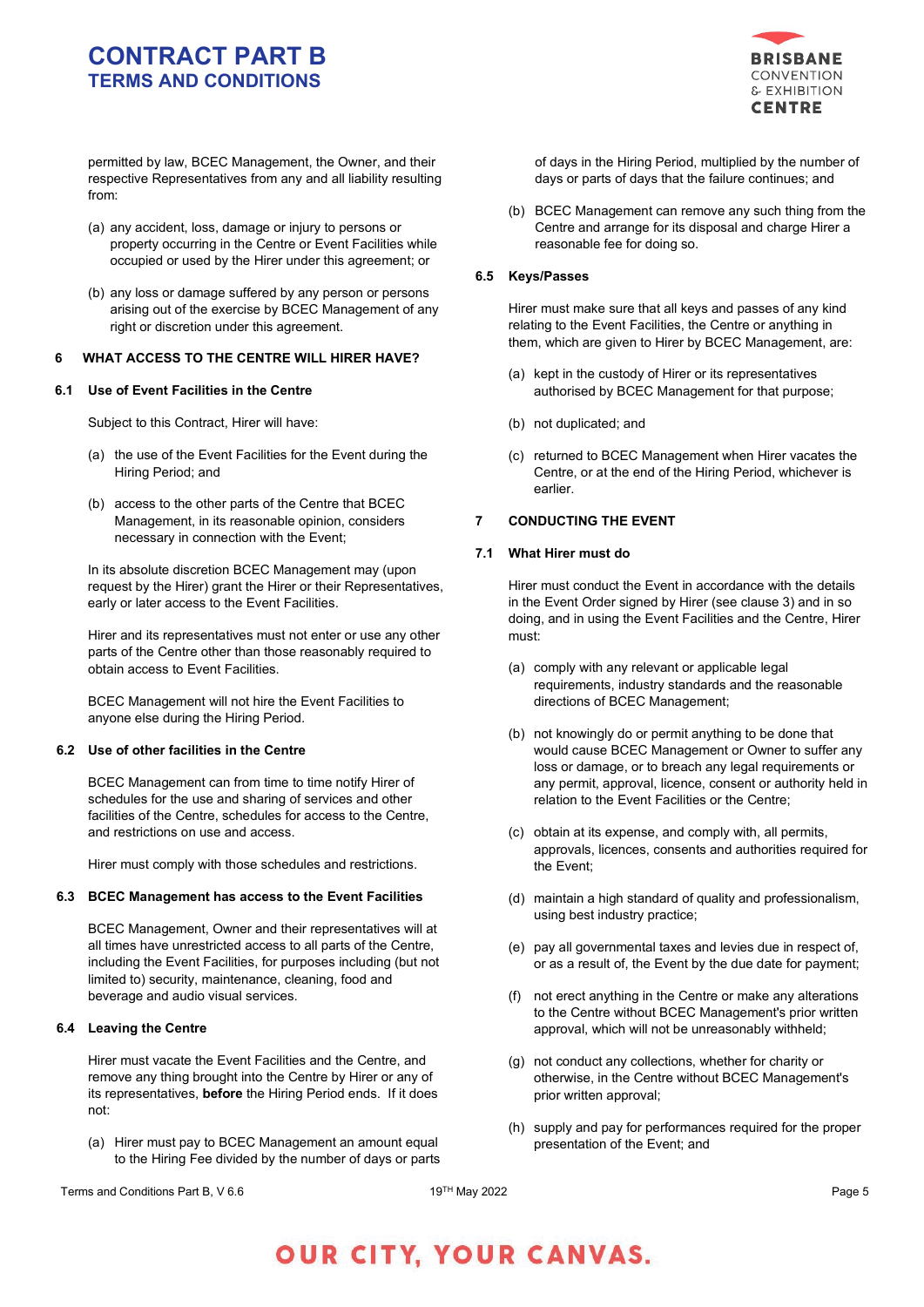permitted by law, BCEC Management, the Owner, and their respective Representatives from any and all liability resulting from:

(a) any accident, loss, damage or injury to persons or property occurring in the Centre or Event Facilities while occupied or used by the Hirer under this agreement; or

(b) any loss or damage suffered by any person or persons arising out of the exercise by BCEC Management of any right or discretion under this agreement.

## 6 WHAT ACCESS TO THE CENTRE WILL HIRER HAVE?

### 6.1 Use of Event Facilities in the Centre

Subject to this Contract, Hirer will have:

(a) the use of the Event Facilities for the Event during the Hiring Period; and

(b) access to the other parts of the Centre that BCEC Management, in its reasonable opinion, considers necessary in connection with the Event;

In its absolute discretion BCEC Management may (upon request by the Hirer) grant the Hirer or their Representatives, early or later access to the Event Facilities.

Hirer and its representatives must not enter or use any other parts of the Centre other than those reasonably required to obtain access to Event Facilities.

BCEC Management will not hire the Event Facilities to anyone else during the Hiring Period.

### 6.2 Use of other facilities in the Centre

BCEC Management can from time to time notify Hirer of schedules for the use and sharing of services and other facilities of the Centre, schedules for access to the Centre, and restrictions on use and access.

Hirer must comply with those schedules and restrictions.

### 6.3 BCEC Management has access to the Event Facilities

BCEC Management, Owner and their representatives will at all times have unrestricted access to all parts of the Centre, including the Event Facilities, for purposes including (but not limited to) security, maintenance, cleaning, food and beverage and audio visual services.

### 6.4 Leaving the Centre

Hirer must vacate the Event Facilities and the Centre, and remove any thing brought into the Centre by Hirer or any of its representatives, **before** the Hiring Period ends. If it does not:

(a) Hirer must pay to BCEC Management an amount equal to the Hiring Fee divided by the number of days or parts of days in the Hiring Period, multiplied by the number of days or parts of days that the failure continues; and

(b) BCEC Management can remove any such thing from the Centre and arrange for its disposal and charge Hirer a reasonable fee for doing so.

### 6.5 Keys/Passes

Hirer must make sure that all keys and passes of any kind relating to the Event Facilities, the Centre or anything in them, which are given to Hirer by BCEC Management, are:

(a) kept in the custody of Hirer or its representatives authorised by BCEC Management for that purpose;

(b) not duplicated; and

(c) returned to BCEC Management when Hirer vacates the Centre, or at the end of the Hiring Period, whichever is earlier.

## 7 CONDUCTING THE EVENT

### 7.1 What Hirer must do

Hirer must conduct the Event in accordance with the details in the Event Order signed by Hirer (see clause 3) and in so doing, and in using the Event Facilities and the Centre, Hirer must:

(a) comply with any relevant or applicable legal requirements, industry standards and the reasonable directions of BCEC Management;

(b) not knowingly do or permit anything to be done that would cause BCEC Management or Owner to suffer any loss or damage, or to breach any legal requirements or any permit, approval, licence, consent or authority held in relation to the Event Facilities or the Centre;

(c) obtain at its expense, and comply with, all permits, approvals, licences, consents and authorities required for the Event;

(d) maintain a high standard of quality and professionalism, using best industry practice;

(e) pay all governmental taxes and levies due in respect of, or as a result of, the Event by the due date for payment;

(f) not erect anything in the Centre or make any alterations to the Centre without BCEC Management's prior written approval, which will not be unreasonably withheld;

(g) not conduct any collections, whether for charity or otherwise, in the Centre without BCEC Management's prior written approval;

(h) supply and pay for performances required for the proper presentation of the Event; and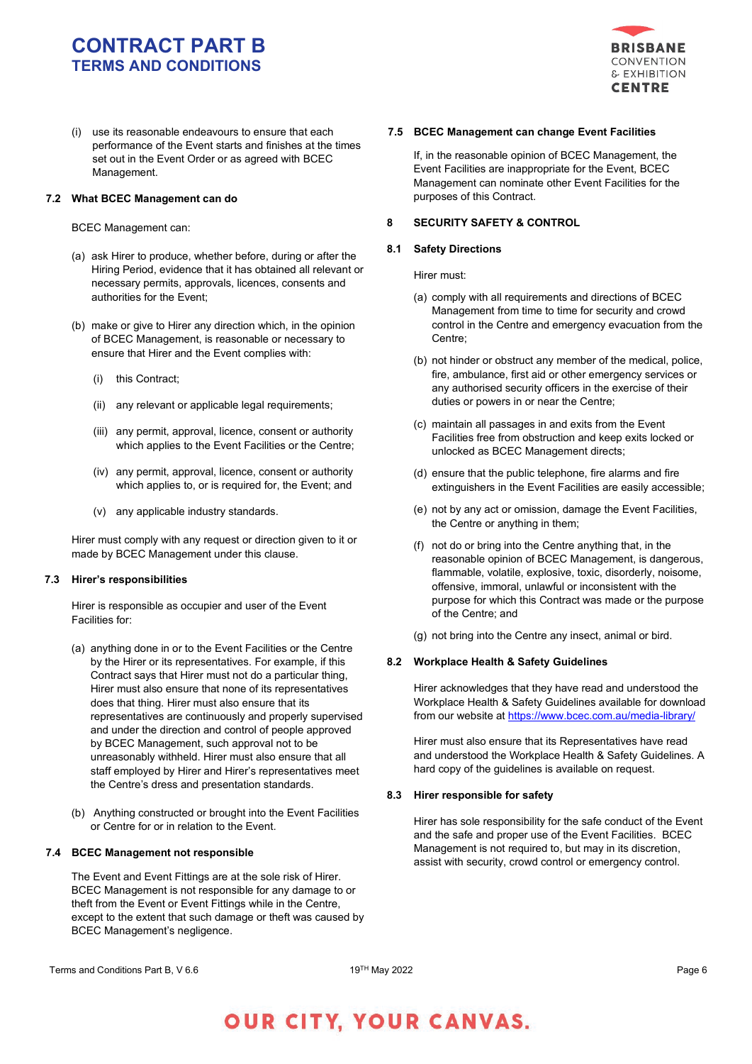(i) use its reasonable endeavours to ensure that each performance of the Event starts and finishes at the times set out in the Event Order or as agreed with BCEC Management.

### 7.2 What BCEC Management can do

BCEC Management can:

(a) ask Hirer to produce, whether before, during or after the Hiring Period, evidence that it has obtained all relevant or necessary permits, approvals, licences, consents and authorities for the Event;

(b) make or give to Hirer any direction which, in the opinion of BCEC Management, is reasonable or necessary to ensure that Hirer and the Event complies with:

(i) this Contract;

(ii) any relevant or applicable legal requirements;

(iii) any permit, approval, licence, consent or authority which applies to the Event Facilities or the Centre;

(iv) any permit, approval, licence, consent or authority which applies to, or is required for, the Event; and

(v) any applicable industry standards.

Hirer must comply with any request or direction given to it or made by BCEC Management under this clause.

### 7.3 Hirer's responsibilities

Hirer is responsible as occupier and user of the Event Facilities for:

(a) anything done in or to the Event Facilities or the Centre by the Hirer or its representatives. For example, if this Contract says that Hirer must not do a particular thing, Hirer must also ensure that none of its representatives does that thing. Hirer must also ensure that its representatives are continuously and properly supervised and under the direction and control of people approved by BCEC Management, such approval not to be unreasonably withheld. Hirer must also ensure that all staff employed by Hirer and Hirer's representatives meet the Centre's dress and presentation standards.

(b) Anything constructed or brought into the Event Facilities or Centre for or in relation to the Event.

### 7.4 BCEC Management not responsible

The Event and Event Fittings are at the sole risk of Hirer. BCEC Management is not responsible for any damage to or theft from the Event or Event Fittings while in the Centre, except to the extent that such damage or theft was caused by BCEC Management's negligence.

### 7.5 BCEC Management can change Event Facilities

If, in the reasonable opinion of BCEC Management, the Event Facilities are inappropriate for the Event, BCEC Management can nominate other Event Facilities for the purposes of this Contract.

## 8 SECURITY SAFETY & CONTROL

### 8.1 Safety Directions

Hirer must:

(a) comply with all requirements and directions of BCEC Management from time to time for security and crowd control in the Centre and emergency evacuation from the Centre;

(b) not hinder or obstruct any member of the medical, police, fire, ambulance, first aid or other emergency services or any authorised security officers in the exercise of their duties or powers in or near the Centre;

(c) maintain all passages in and exits from the Event Facilities free from obstruction and keep exits locked or unlocked as BCEC Management directs;

(d) ensure that the public telephone, fire alarms and fire extinguishers in the Event Facilities are easily accessible;

(e) not by any act or omission, damage the Event Facilities, the Centre or anything in them;

(f) not do or bring into the Centre anything that, in the reasonable opinion of BCEC Management, is dangerous, flammable, volatile, explosive, toxic, disorderly, noisome, offensive, immoral, unlawful or inconsistent with the purpose for which this Contract was made or the purpose of the Centre; and

(g) not bring into the Centre any insect, animal or bird.

### 8.2 Workplace Health & Safety Guidelines

Hirer acknowledges that they have read and understood the Workplace Health & Safety Guidelines available for download from our website at https://www.bcec.com.au/media-library/

Hirer must also ensure that its Representatives have read and understood the Workplace Health & Safety Guidelines. A hard copy of the guidelines is available on request.

### 8.3 Hirer responsible for safety

Hirer has sole responsibility for the safe conduct of the Event and the safe and proper use of the Event Facilities. BCEC Management is not required to, but may in its discretion, assist with security, crowd control or emergency control.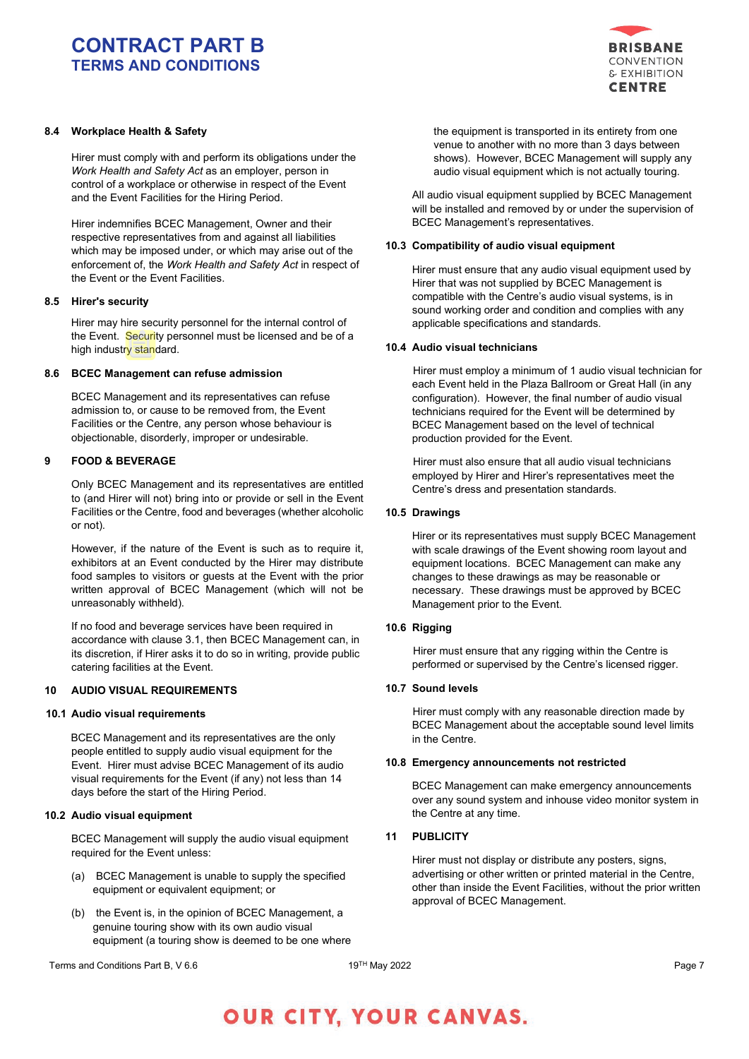### 8.4 Workplace Health & Safety

Hirer must comply with and perform its obligations under the *Work Health and Safety Act* as an employer, person in control of a workplace or otherwise in respect of the Event and the Event Facilities for the Hiring Period.

Hirer indemnifies BCEC Management, Owner and their respective representatives from and against all liabilities which may be imposed under, or which may arise out of the enforcement of, the *Work Health and Safety Act* in respect of the Event or the Event Facilities.

### 8.5 Hirer's security

Hirer may hire security personnel for the internal control of the Event. Security personnel must be licensed and be of a high industry standard.

### 8.6 BCEC Management can refuse admission

BCEC Management and its representatives can refuse admission to, or cause to be removed from, the Event Facilities or the Centre, any person whose behaviour is objectionable, disorderly, improper or undesirable.

## 9 FOOD & BEVERAGE

Only BCEC Management and its representatives are entitled to (and Hirer will not) bring into or provide or sell in the Event Facilities or the Centre, food and beverages (whether alcoholic or not).

However, if the nature of the Event is such as to require it, exhibitors at an Event conducted by the Hirer may distribute food samples to visitors or guests at the Event with the prior written approval of BCEC Management (which will not be unreasonably withheld).

If no food and beverage services have been required in accordance with clause 3.1, then BCEC Management can, in its discretion, if Hirer asks it to do so in writing, provide public catering facilities at the Event.

## 10 AUDIO VISUAL REQUIREMENTS

### 10.1 Audio visual requirements

BCEC Management and its representatives are the only people entitled to supply audio visual equipment for the Event. Hirer must advise BCEC Management of its audio visual requirements for the Event (if any) not less than 14 days before the start of the Hiring Period.

### 10.2 Audio visual equipment

BCEC Management will supply the audio visual equipment required for the Event unless:

(a) BCEC Management is unable to supply the specified equipment or equivalent equipment; or

(b) the Event is, in the opinion of BCEC Management, a genuine touring show with its own audio visual equipment (a touring show is deemed to be one where the equipment is transported in its entirety from one venue to another with no more than 3 days between shows). However, BCEC Management will supply any audio visual equipment which is not actually touring.

All audio visual equipment supplied by BCEC Management will be installed and removed by or under the supervision of BCEC Management's representatives.

### 10.3 Compatibility of audio visual equipment

Hirer must ensure that any audio visual equipment used by Hirer that was not supplied by BCEC Management is compatible with the Centre's audio visual systems, is in sound working order and condition and complies with any applicable specifications and standards.

### 10.4 Audio visual technicians

Hirer must employ a minimum of 1 audio visual technician for each Event held in the Plaza Ballroom or Great Hall (in any configuration). However, the final number of audio visual technicians required for the Event will be determined by BCEC Management based on the level of technical production provided for the Event.

Hirer must also ensure that all audio visual technicians employed by Hirer and Hirer's representatives meet the Centre's dress and presentation standards.

### 10.5 Drawings

Hirer or its representatives must supply BCEC Management with scale drawings of the Event showing room layout and equipment locations. BCEC Management can make any changes to these drawings as may be reasonable or necessary. These drawings must be approved by BCEC Management prior to the Event.

### 10.6 Rigging

Hirer must ensure that any rigging within the Centre is performed or supervised by the Centre's licensed rigger.

### 10.7 Sound levels

Hirer must comply with any reasonable direction made by BCEC Management about the acceptable sound level limits in the Centre.

### 10.8 Emergency announcements not restricted

BCEC Management can make emergency announcements over any sound system and inhouse video monitor system in the Centre at any time.

## 11 PUBLICITY

Hirer must not display or distribute any posters, signs, advertising or other written or printed material in the Centre, other than inside the Event Facilities, without the prior written approval of BCEC Management.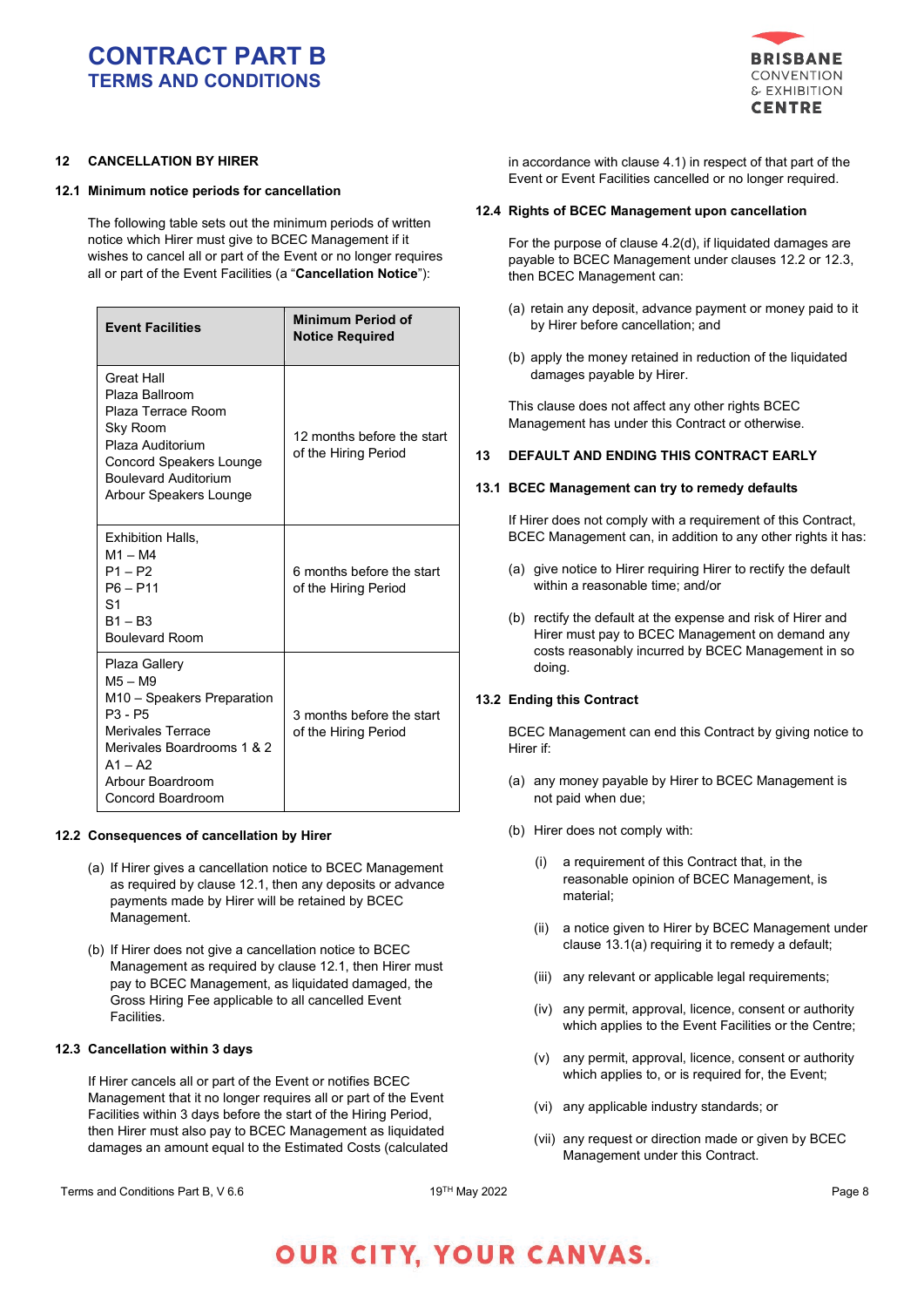## 12 CANCELLATION BY HIRER

### 12.1 Minimum notice periods for cancellation

The following table sets out the minimum periods of written notice which Hirer must give to BCEC Management if it wishes to cancel all or part of the Event or no longer requires all or part of the Event Facilities (a "**Cancellation Notice**"):

| Event Facilities | Minimum Period of Notice Required |
| --- | --- |
| Great Hall<br>Plaza Ballroom<br>Plaza Terrace Room<br>Sky Room<br>Plaza Auditorium<br>Concord Speakers Lounge<br>Boulevard Auditorium<br>Arbour Speakers Lounge | 12 months before the start of the Hiring Period |
| Exhibition Halls,<br>M1 – M4<br>P1 – P2<br>P6 – P11<br>S1<br>B1 – B3<br>Boulevard Room | 6 months before the start of the Hiring Period |
| Plaza Gallery<br>M5 – M9<br>M10 – Speakers Preparation<br>P3 - P5<br>Merivales Terrace<br>Merivales Boardrooms 1 & 2<br>A1 – A2<br>Arbour Boardroom<br>Concord Boardroom | 3 months before the start of the Hiring Period |

### 12.2 Consequences of cancellation by Hirer

(a) If Hirer gives a cancellation notice to BCEC Management as required by clause 12.1, then any deposits or advance payments made by Hirer will be retained by BCEC Management.

(b) If Hirer does not give a cancellation notice to BCEC Management as required by clause 12.1, then Hirer must pay to BCEC Management, as liquidated damaged, the Gross Hiring Fee applicable to all cancelled Event Facilities.

### 12.3 Cancellation within 3 days

If Hirer cancels all or part of the Event or notifies BCEC Management that it no longer requires all or part of the Event Facilities within 3 days before the start of the Hiring Period, then Hirer must also pay to BCEC Management as liquidated damages an amount equal to the Estimated Costs (calculated in accordance with clause 4.1) in respect of that part of the Event or Event Facilities cancelled or no longer required.

### 12.4 Rights of BCEC Management upon cancellation

For the purpose of clause 4.2(d), if liquidated damages are payable to BCEC Management under clauses 12.2 or 12.3, then BCEC Management can:

(a) retain any deposit, advance payment or money paid to it by Hirer before cancellation; and

(b) apply the money retained in reduction of the liquidated damages payable by Hirer.

This clause does not affect any other rights BCEC Management has under this Contract or otherwise.

## 13 DEFAULT AND ENDING THIS CONTRACT EARLY

### 13.1 BCEC Management can try to remedy defaults

If Hirer does not comply with a requirement of this Contract, BCEC Management can, in addition to any other rights it has:

(a) give notice to Hirer requiring Hirer to rectify the default within a reasonable time; and/or

(b) rectify the default at the expense and risk of Hirer and Hirer must pay to BCEC Management on demand any costs reasonably incurred by BCEC Management in so doing.

### 13.2 Ending this Contract

BCEC Management can end this Contract by giving notice to Hirer if:

(a) any money payable by Hirer to BCEC Management is not paid when due;

(b) Hirer does not comply with:

(i) a requirement of this Contract that, in the reasonable opinion of BCEC Management, is material;

(ii) a notice given to Hirer by BCEC Management under clause 13.1(a) requiring it to remedy a default;

(iii) any relevant or applicable legal requirements;

(iv) any permit, approval, licence, consent or authority which applies to the Event Facilities or the Centre;

(v) any permit, approval, licence, consent or authority which applies to, or is required for, the Event;

(vi) any applicable industry standards; or

(vii) any request or direction made or given by BCEC Management under this Contract.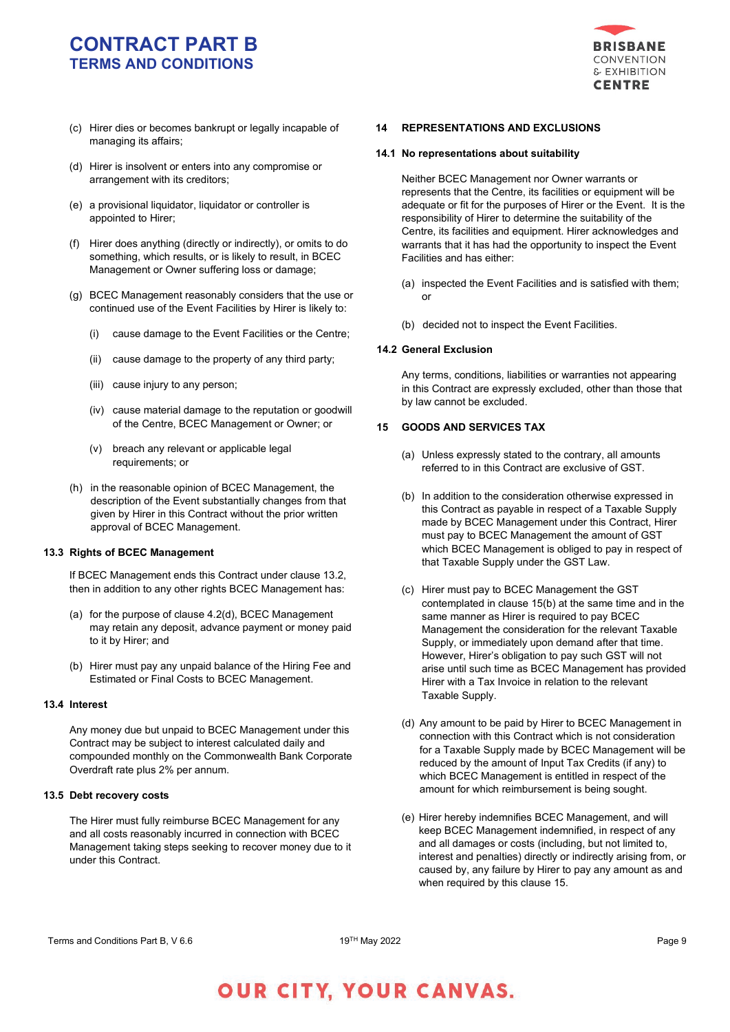(c) Hirer dies or becomes bankrupt or legally incapable of managing its affairs;

(d) Hirer is insolvent or enters into any compromise or arrangement with its creditors;

(e) a provisional liquidator, liquidator or controller is appointed to Hirer;

(f) Hirer does anything (directly or indirectly), or omits to do something, which results, or is likely to result, in BCEC Management or Owner suffering loss or damage;

(g) BCEC Management reasonably considers that the use or continued use of the Event Facilities by Hirer is likely to:

   (i) cause damage to the Event Facilities or the Centre;

   (ii) cause damage to the property of any third party;

   (iii) cause injury to any person;

   (iv) cause material damage to the reputation or goodwill of the Centre, BCEC Management or Owner; or

   (v) breach any relevant or applicable legal requirements; or

(h) in the reasonable opinion of BCEC Management, the description of the Event substantially changes from that given by Hirer in this Contract without the prior written approval of BCEC Management.

### 13.3 Rights of BCEC Management

If BCEC Management ends this Contract under clause 13.2, then in addition to any other rights BCEC Management has:

(a) for the purpose of clause 4.2(d), BCEC Management may retain any deposit, advance payment or money paid to it by Hirer; and

(b) Hirer must pay any unpaid balance of the Hiring Fee and Estimated or Final Costs to BCEC Management.

### 13.4 Interest

Any money due but unpaid to BCEC Management under this Contract may be subject to interest calculated daily and compounded monthly on the Commonwealth Bank Corporate Overdraft rate plus 2% per annum.

### 13.5 Debt recovery costs

The Hirer must fully reimburse BCEC Management for any and all costs reasonably incurred in connection with BCEC Management taking steps seeking to recover money due to it under this Contract.

## 14 REPRESENTATIONS AND EXCLUSIONS

### 14.1 No representations about suitability

Neither BCEC Management nor Owner warrants or represents that the Centre, its facilities or equipment will be adequate or fit for the purposes of Hirer or the Event. It is the responsibility of Hirer to determine the suitability of the Centre, its facilities and equipment. Hirer acknowledges and warrants that it has had the opportunity to inspect the Event Facilities and has either:

(a) inspected the Event Facilities and is satisfied with them; or

(b) decided not to inspect the Event Facilities.

### 14.2 General Exclusion

Any terms, conditions, liabilities or warranties not appearing in this Contract are expressly excluded, other than those that by law cannot be excluded.

## 15 GOODS AND SERVICES TAX

(a) Unless expressly stated to the contrary, all amounts referred to in this Contract are exclusive of GST.

(b) In addition to the consideration otherwise expressed in this Contract as payable in respect of a Taxable Supply made by BCEC Management under this Contract, Hirer must pay to BCEC Management the amount of GST which BCEC Management is obliged to pay in respect of that Taxable Supply under the GST Law.

(c) Hirer must pay to BCEC Management the GST contemplated in clause 15(b) at the same time and in the same manner as Hirer is required to pay BCEC Management the consideration for the relevant Taxable Supply, or immediately upon demand after that time. However, Hirer's obligation to pay such GST will not arise until such time as BCEC Management has provided Hirer with a Tax Invoice in relation to the relevant Taxable Supply.

(d) Any amount to be paid by Hirer to BCEC Management in connection with this Contract which is not consideration for a Taxable Supply made by BCEC Management will be reduced by the amount of Input Tax Credits (if any) to which BCEC Management is entitled in respect of the amount for which reimbursement is being sought.

(e) Hirer hereby indemnifies BCEC Management, and will keep BCEC Management indemnified, in respect of any and all damages or costs (including, but not limited to, interest and penalties) directly or indirectly arising from, or caused by, any failure by Hirer to pay any amount as and when required by this clause 15.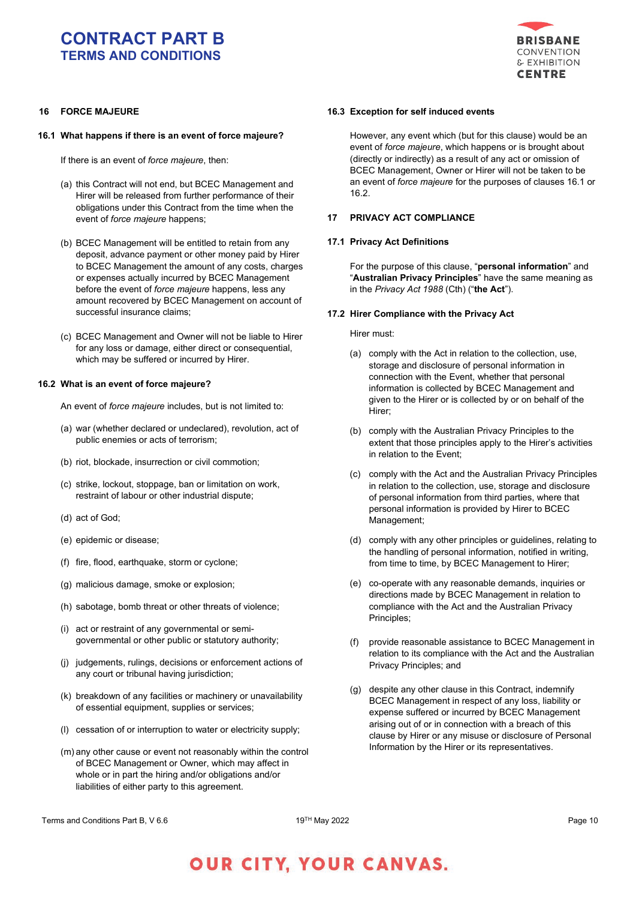## 16 FORCE MAJEURE

### 16.1 What happens if there is an event of force majeure?

If there is an event of *force majeure*, then:

(a) this Contract will not end, but BCEC Management and Hirer will be released from further performance of their obligations under this Contract from the time when the event of *force majeure* happens;

(b) BCEC Management will be entitled to retain from any deposit, advance payment or other money paid by Hirer to BCEC Management the amount of any costs, charges or expenses actually incurred by BCEC Management before the event of *force majeure* happens, less any amount recovered by BCEC Management on account of successful insurance claims;

(c) BCEC Management and Owner will not be liable to Hirer for any loss or damage, either direct or consequential, which may be suffered or incurred by Hirer.

### 16.2 What is an event of force majeure?

An event of *force majeure* includes, but is not limited to:

(a) war (whether declared or undeclared), revolution, act of public enemies or acts of terrorism;

(b) riot, blockade, insurrection or civil commotion;

(c) strike, lockout, stoppage, ban or limitation on work, restraint of labour or other industrial dispute;

(d) act of God;

(e) epidemic or disease;

(f) fire, flood, earthquake, storm or cyclone;

(g) malicious damage, smoke or explosion;

(h) sabotage, bomb threat or other threats of violence;

(i) act or restraint of any governmental or semi-governmental or other public or statutory authority;

(j) judgements, rulings, decisions or enforcement actions of any court or tribunal having jurisdiction;

(k) breakdown of any facilities or machinery or unavailability of essential equipment, supplies or services;

(l) cessation of or interruption to water or electricity supply;

(m) any other cause or event not reasonably within the control of BCEC Management or Owner, which may affect in whole or in part the hiring and/or obligations and/or liabilities of either party to this agreement.

### 16.3 Exception for self induced events

However, any event which (but for this clause) would be an event of *force majeure*, which happens or is brought about (directly or indirectly) as a result of any act or omission of BCEC Management, Owner or Hirer will not be taken to be an event of *force majeure* for the purposes of clauses 16.1 or 16.2.

## 17 PRIVACY ACT COMPLIANCE

### 17.1 Privacy Act Definitions

For the purpose of this clause, "**personal information**" and "**Australian Privacy Principles**" have the same meaning as in the *Privacy Act 1988* (Cth) ("**the Act**").

### 17.2 Hirer Compliance with the Privacy Act

Hirer must:

(a) comply with the Act in relation to the collection, use, storage and disclosure of personal information in connection with the Event, whether that personal information is collected by BCEC Management and given to the Hirer or is collected by or on behalf of the Hirer;

(b) comply with the Australian Privacy Principles to the extent that those principles apply to the Hirer's activities in relation to the Event;

(c) comply with the Act and the Australian Privacy Principles in relation to the collection, use, storage and disclosure of personal information from third parties, where that personal information is provided by Hirer to BCEC Management;

(d) comply with any other principles or guidelines, relating to the handling of personal information, notified in writing, from time to time, by BCEC Management to Hirer;

(e) co-operate with any reasonable demands, inquiries or directions made by BCEC Management in relation to compliance with the Act and the Australian Privacy Principles;

(f) provide reasonable assistance to BCEC Management in relation to its compliance with the Act and the Australian Privacy Principles; and

(g) despite any other clause in this Contract, indemnify BCEC Management in respect of any loss, liability or expense suffered or incurred by BCEC Management arising out of or in connection with a breach of this clause by Hirer or any misuse or disclosure of Personal Information by the Hirer or its representatives.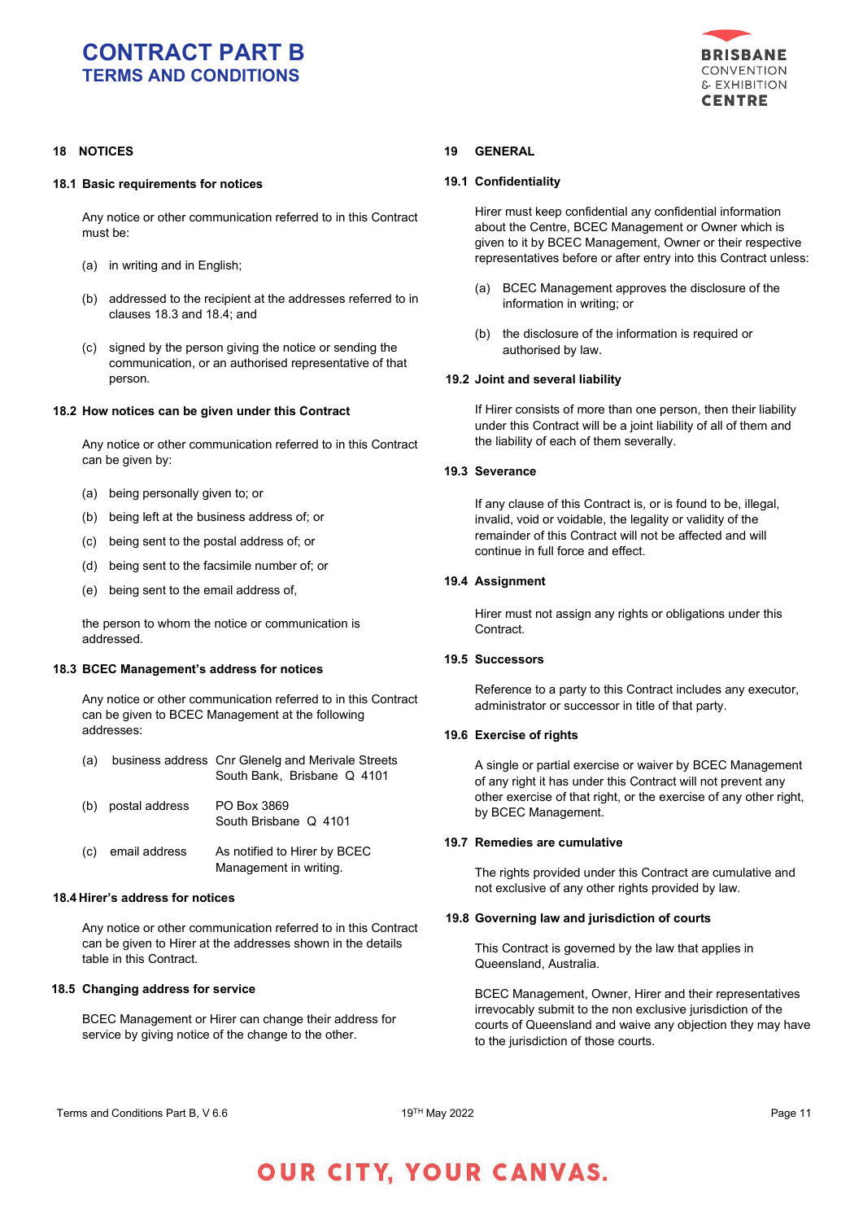## 18 NOTICES

### 18.1 Basic requirements for notices

Any notice or other communication referred to in this Contract must be:

(a) in writing and in English;

(b) addressed to the recipient at the addresses referred to in clauses 18.3 and 18.4; and

(c) signed by the person giving the notice or sending the communication, or an authorised representative of that person.

### 18.2 How notices can be given under this Contract

Any notice or other communication referred to in this Contract can be given by:

(a) being personally given to; or

(b) being left at the business address of; or

(c) being sent to the postal address of; or

(d) being sent to the facsimile number of; or

(e) being sent to the email address of,

the person to whom the notice or communication is addressed.

### 18.3 BCEC Management's address for notices

Any notice or other communication referred to in this Contract can be given to BCEC Management at the following addresses:

(a) business address Cnr Glenelg and Merivale Streets South Bank, Brisbane Q 4101

(b) postal address PO Box 3869 South Brisbane Q 4101

(c) email address As notified to Hirer by BCEC Management in writing.

### 18.4 Hirer's address for notices

Any notice or other communication referred to in this Contract can be given to Hirer at the addresses shown in the details table in this Contract.

### 18.5 Changing address for service

BCEC Management or Hirer can change their address for service by giving notice of the change to the other.

## 19 GENERAL

### 19.1 Confidentiality

Hirer must keep confidential any confidential information about the Centre, BCEC Management or Owner which is given to it by BCEC Management, Owner or their respective representatives before or after entry into this Contract unless:

(a) BCEC Management approves the disclosure of the information in writing; or

(b) the disclosure of the information is required or authorised by law.

### 19.2 Joint and several liability

If Hirer consists of more than one person, then their liability under this Contract will be a joint liability of all of them and the liability of each of them severally.

### 19.3 Severance

If any clause of this Contract is, or is found to be, illegal, invalid, void or voidable, the legality or validity of the remainder of this Contract will not be affected and will continue in full force and effect.

### 19.4 Assignment

Hirer must not assign any rights or obligations under this Contract.

### 19.5 Successors

Reference to a party to this Contract includes any executor, administrator or successor in title of that party.

### 19.6 Exercise of rights

A single or partial exercise or waiver by BCEC Management of any right it has under this Contract will not prevent any other exercise of that right, or the exercise of any other right, by BCEC Management.

### 19.7 Remedies are cumulative

The rights provided under this Contract are cumulative and not exclusive of any other rights provided by law.

### 19.8 Governing law and jurisdiction of courts

This Contract is governed by the law that applies in Queensland, Australia.

BCEC Management, Owner, Hirer and their representatives irrevocably submit to the non exclusive jurisdiction of the courts of Queensland and waive any objection they may have to the jurisdiction of those courts.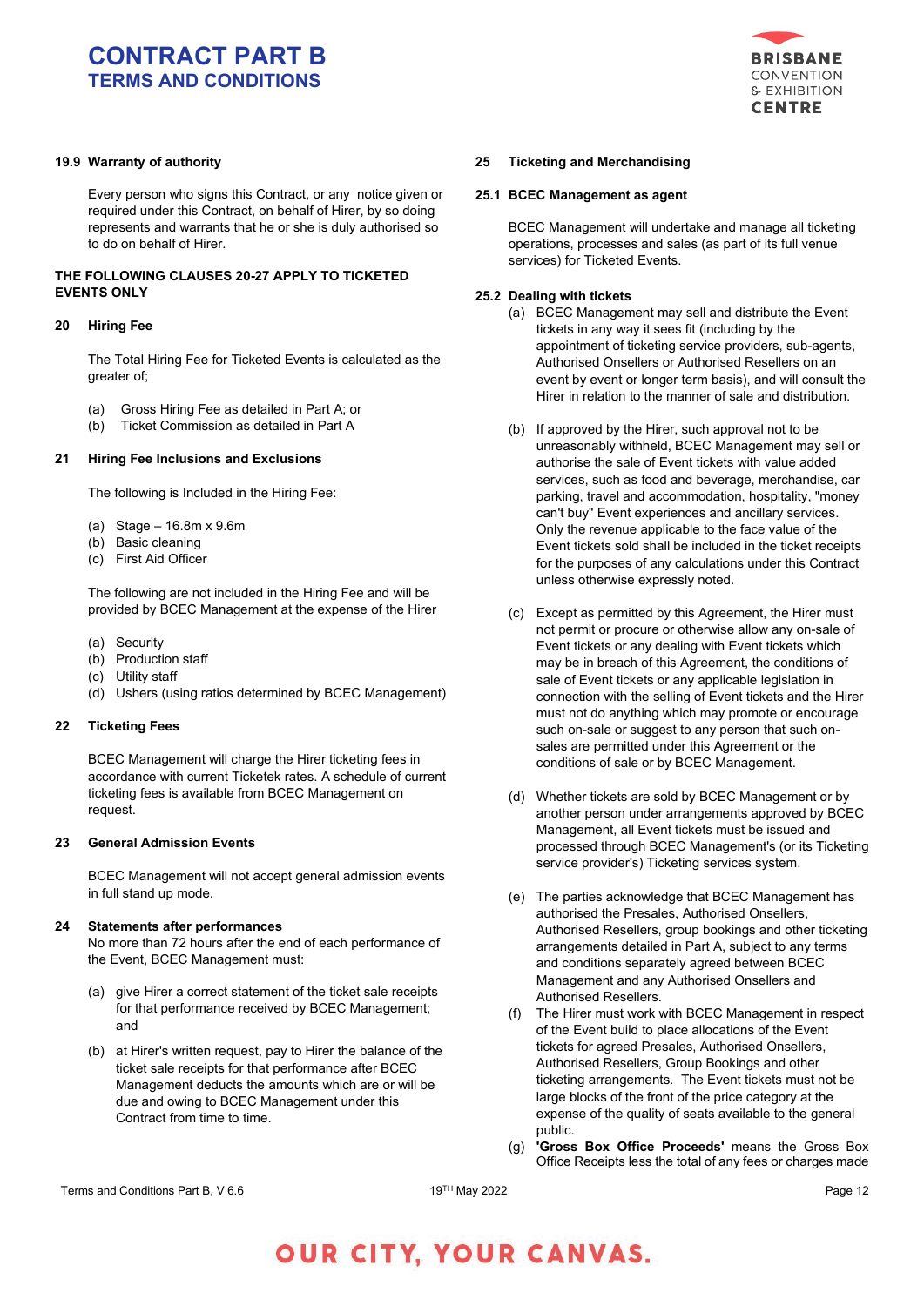### 19.9 Warranty of authority

Every person who signs this Contract, or any notice given or required under this Contract, on behalf of Hirer, by so doing represents and warrants that he or she is duly authorised so to do on behalf of Hirer.

**THE FOLLOWING CLAUSES 20-27 APPLY TO TICKETED EVENTS ONLY**

## 20 Hiring Fee

The Total Hiring Fee for Ticketed Events is calculated as the greater of;

(a) Gross Hiring Fee as detailed in Part A; or
(b) Ticket Commission as detailed in Part A

## 21 Hiring Fee Inclusions and Exclusions

The following is Included in the Hiring Fee:

(a) Stage – 16.8m x 9.6m
(b) Basic cleaning
(c) First Aid Officer

The following are not included in the Hiring Fee and will be provided by BCEC Management at the expense of the Hirer

(a) Security
(b) Production staff
(c) Utility staff
(d) Ushers (using ratios determined by BCEC Management)

## 22 Ticketing Fees

BCEC Management will charge the Hirer ticketing fees in accordance with current Ticketek rates. A schedule of current ticketing fees is available from BCEC Management on request.

## 23 General Admission Events

BCEC Management will not accept general admission events in full stand up mode.

## 24 Statements after performances

No more than 72 hours after the end of each performance of the Event, BCEC Management must:

(a) give Hirer a correct statement of the ticket sale receipts for that performance received by BCEC Management; and

(b) at Hirer's written request, pay to Hirer the balance of the ticket sale receipts for that performance after BCEC Management deducts the amounts which are or will be due and owing to BCEC Management under this Contract from time to time.

## 25 Ticketing and Merchandising

### 25.1 BCEC Management as agent

BCEC Management will undertake and manage all ticketing operations, processes and sales (as part of its full venue services) for Ticketed Events.

### 25.2 Dealing with tickets

(a) BCEC Management may sell and distribute the Event tickets in any way it sees fit (including by the appointment of ticketing service providers, sub-agents, Authorised Onsellers or Authorised Resellers on an event by event or longer term basis), and will consult the Hirer in relation to the manner of sale and distribution.

(b) If approved by the Hirer, such approval not to be unreasonably withheld, BCEC Management may sell or authorise the sale of Event tickets with value added services, such as food and beverage, merchandise, car parking, hospitality, travel and accommodation, "money can't buy" Event experiences and ancillary services. Only the revenue applicable to the face value of the Event tickets sold shall be included in the ticket receipts for the purposes of any calculations under this Contract unless otherwise expressly noted.

(c) Except as permitted by this Agreement, the Hirer must not permit or procure or otherwise allow any on-sale of Event tickets or any dealing with Event tickets which may be in breach of this Agreement, the conditions of sale of Event tickets or any applicable legislation in connection with the selling of Event tickets and the Hirer must not do anything which may promote or encourage such on-sale or suggest to any person that such on-sales are permitted under this Agreement or the conditions of sale or by BCEC Management.

(d) Whether tickets are sold by BCEC Management or by another person under arrangements approved by BCEC Management, all Event tickets must be issued and processed through BCEC Management's (or its Ticketing service provider's) Ticketing services system.

(e) The parties acknowledge that BCEC Management has authorised the Presales, Authorised Onsellers, Authorised Resellers, group bookings and other ticketing arrangements detailed in Part A, subject to any terms and conditions separately agreed between BCEC Management and any Authorised Onsellers and Authorised Resellers.

(f) The Hirer must work with BCEC Management in respect of the Event build to place allocations of the Event tickets for agreed Presales, Authorised Onsellers, Authorised Resellers, Group Bookings and other ticketing arrangements. The Event tickets must not be large blocks of the front of the price category at the expense of the quality of seats available to the general public.

(g) **'Gross Box Office Proceeds'** means the Gross Box Office Receipts less the total of any fees or charges made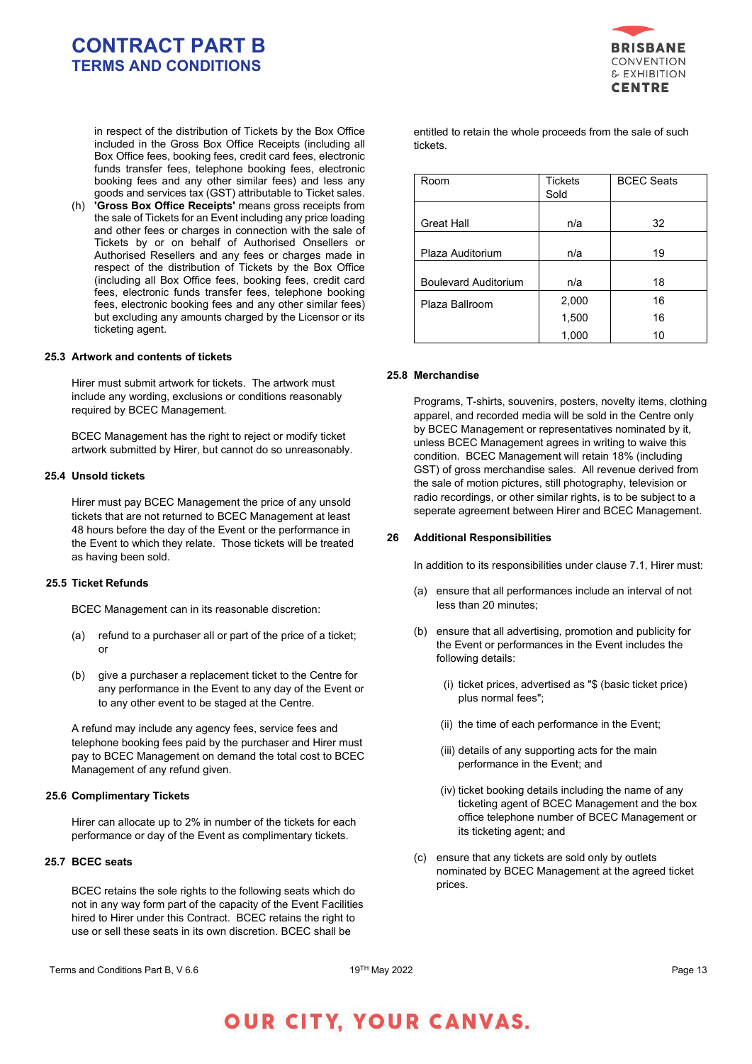in respect of the distribution of Tickets by the Box Office included in the Gross Box Office Receipts (including all Box Office fees, booking fees, credit card fees, electronic funds transfer fees, telephone booking fees, electronic booking fees and any other similar fees) and less any goods and services tax (GST) attributable to Ticket sales.

(h) **'Gross Box Office Receipts'** means gross receipts from the sale of Tickets for an Event including any price loading and other fees or charges in connection with the sale of Tickets by or on behalf of Authorised Onsellers or Authorised Resellers and any fees or charges made in respect of the distribution of Tickets by the Box Office (including all Box Office fees, booking fees, credit card fees, electronic funds transfer fees, telephone booking fees, electronic booking fees and any other similar fees) but excluding any amounts charged by the Licensor or its ticketing agent.

### 25.3 Artwork and contents of tickets

Hirer must submit artwork for tickets. The artwork must include any wording, exclusions or conditions reasonably required by BCEC Management.

BCEC Management has the right to reject or modify ticket artwork submitted by Hirer, but cannot do so unreasonably.

### 25.4 Unsold tickets

Hirer must pay BCEC Management the price of any unsold tickets that are not returned to BCEC Management at least 48 hours before the day of the Event or the performance in the Event to which they relate. Those tickets will be treated as having been sold.

### 25.5 Ticket Refunds

BCEC Management can in its reasonable discretion:

(a) refund to a purchaser all or part of the price of a ticket; or

(b) give a purchaser a replacement ticket to the Centre for any performance in the Event to any day of the Event or to any other event to be staged at the Centre.

A refund may include any agency fees, service fees and telephone booking fees paid by the purchaser and Hirer must pay to BCEC Management on demand the total cost to BCEC Management of any refund given.

### 25.6 Complimentary Tickets

Hirer can allocate up to 2% in number of the tickets for each performance or day of the Event as complimentary tickets.

### 25.7 BCEC seats

BCEC retains the sole rights to the following seats which do not in any way form part of the capacity of the Event Facilities hired to Hirer under this Contract. BCEC retains the right to use or sell these seats in its own discretion. BCEC shall be entitled to retain the whole proceeds from the sale of such tickets.

| Room | Tickets Sold | BCEC Seats |
|---|---|---|
| Great Hall | n/a | 32 |
| Plaza Auditorium | n/a | 19 |
| Boulevard Auditorium | n/a | 18 |
| Plaza Ballroom | 2,000 | 16 |
| | 1,500 | 16 |
| | 1,000 | 10 |

### 25.8 Merchandise

Programs, T-shirts, souvenirs, posters, novelty items, clothing apparel, and recorded media will be sold in the Centre only by BCEC Management or representatives nominated by it, unless BCEC Management agrees in writing to waive this condition. BCEC Management will retain 18% (including GST) of gross merchandise sales. All revenue derived from the sale of motion pictures, still photography, television or radio recordings, or other similar rights, is to be subject to a seperate agreement between Hirer and BCEC Management.

## 26 Additional Responsibilities

In addition to its responsibilities under clause 7.1, Hirer must:

(a) ensure that all performances include an interval of not less than 20 minutes;

(b) ensure that all advertising, promotion and publicity for the Event or performances in the Event includes the following details:

(i) ticket prices, advertised as "$ (basic ticket price) plus normal fees";

(ii) the time of each performance in the Event;

(iii) details of any supporting acts for the main performance in the Event; and

(iv) ticket booking details including the name of any ticketing agent of BCEC Management and the box office telephone number of BCEC Management or its ticketing agent; and

(c) ensure that any tickets are sold only by outlets nominated by BCEC Management at the agreed ticket prices.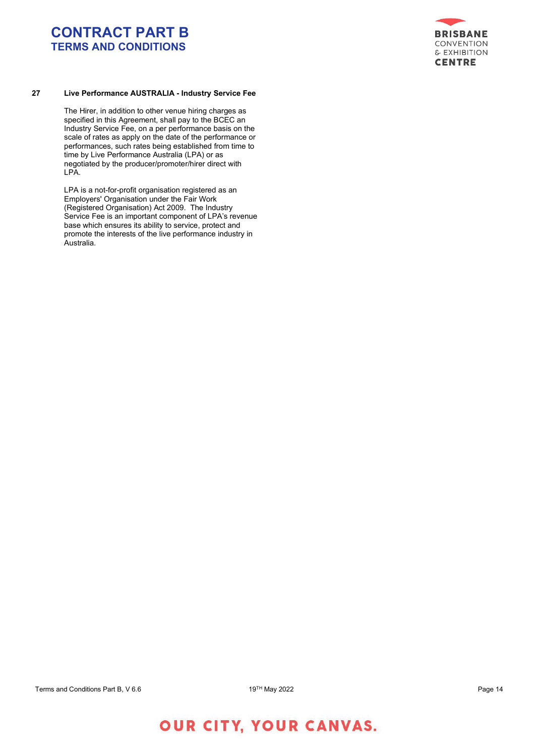### 27 Live Performance AUSTRALIA - Industry Service Fee

The Hirer, in addition to other venue hiring charges as specified in this Agreement, shall pay to the BCEC an Industry Service Fee, on a per performance basis on the scale of rates as apply on the date of the performance or performances, such rates being established from time to time by Live Performance Australia (LPA) or as negotiated by the producer/promoter/hirer direct with LPA.

LPA is a not-for-profit organisation registered as an Employers' Organisation under the Fair Work (Registered Organisation) Act 2009. The Industry Service Fee is an important component of LPA's revenue base which ensures its ability to service, protect and promote the interests of the live performance industry in Australia.